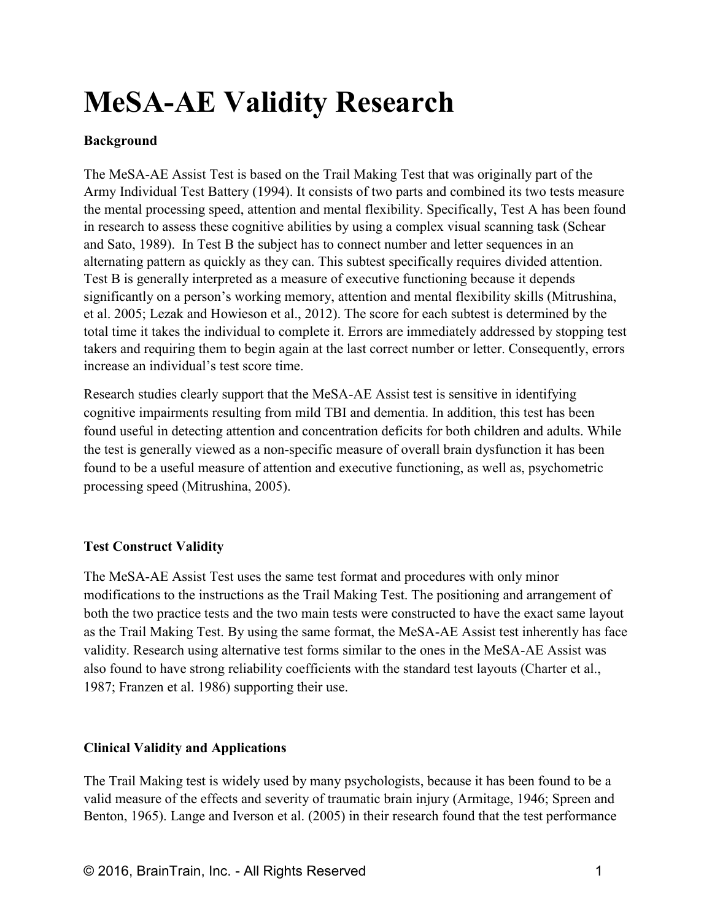# MeSA-AE Validity Research

**Background**

The MeSA-AE Assist Test is based on the Trail Making Test that was originally part of the Army Individual Test Battery (1994). It consists of two parts and combined its two tests measure the mental processing speed, attention and mental flexibility. Specifically, Test A has been found in research to assess these cognitive abilities by using a complex visual scanning task (Schear and Sato, 1989). In Test B the subject has to connect number and letter sequences in an alternating pattern as quickly as they can. This subtest specifically requires divided attention. Test B is generally interpreted as a measure of executive functioning because it depends significantly on a person's working memory, attention and mental flexibility skills (Mitrushina, et al. 2005; Lezak and Howieson et al., 2012). The score for each subtest is determined by the total time it takes the individual to complete it. Errors are immediately addressed by stopping test takers and requiring them to begin again at the last correct number or letter. Consequently, errors increase an individual's test score time.

Research studies clearly support that the MeSA-AE Assist test is sensitive in identifying cognitive impairments resulting from mild TBI and dementia. In addition, this test has been found useful in detecting attention and concentration deficits for both children and adults. While the test is generally viewed as a non-specific measure of overall brain dysfunction it has been found to be a useful measure of attention and executive functioning, as well as, psychometric processing speed (Mitrushina, 2005).

**Test Construct Validity**

The MeSA-AE Assist Test uses the same test format and procedures with only minor modifications to the instructions as the Trail Making Test. The positioning and arrangement of both the two practice tests and the two main tests were constructed to have the exact same layout as the Trail Making Test. By using the same format, the MeSA-AE Assist test inherently has face validity. Research using alternative test forms similar to the ones in the MeSA-AE Assist was also found to have strong reliability coefficients with the standard test layouts (Charter et al., 1987; Franzen et al. 1986) supporting their use.

**Clinical Validity and Applications**

The Trail Making test is widely used by many psychologists, because it has been found to be a valid measure of the effects and severity of traumatic brain injury (Armitage, 1946; Spreen and Benton, 1965). Lange and Iverson et al. (2005) in their research found that the test performance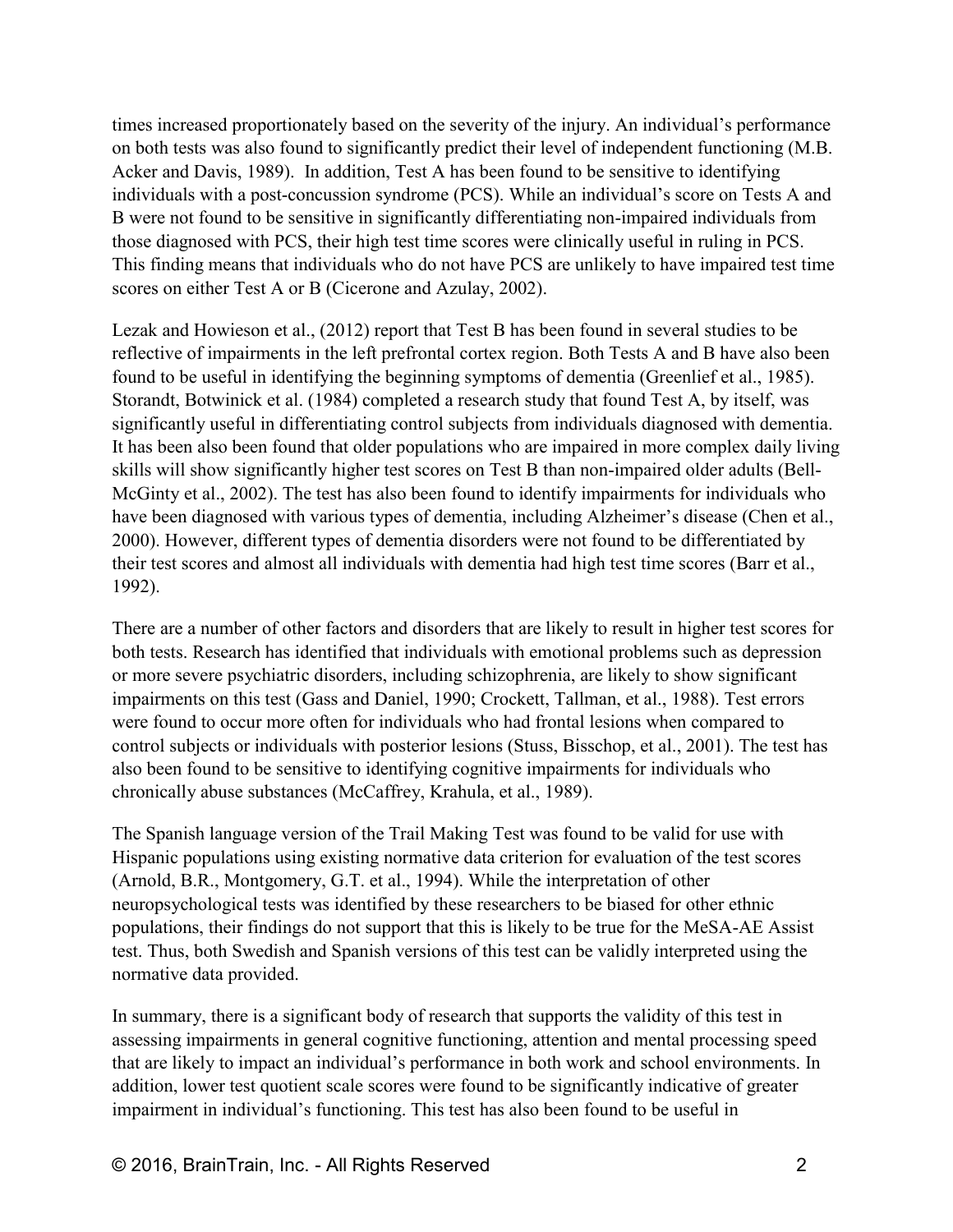times increased proportionately based on the severity of the injury. An individual's performance on both tests was also found to significantly predict their level of independent functioning (M.B. Acker and Davis, 1989). In addition, Test A has been found to be sensitive to identifying individuals with a post-concussion syndrome (PCS). While an individual's score on Tests A and B were not found to be sensitive in significantly differentiating non-impaired individuals from those diagnosed with PCS, their high test time scores were clinically useful in ruling in PCS. This finding means that individuals who do not have PCS are unlikely to have impaired test time scores on either Test A or B (Cicerone and Azulay, 2002).

Lezak and Howieson et al., (2012) report that Test B has been found in several studies to be reflective of impairments in the left prefrontal cortex region. Both Tests A and B have also been found to be useful in identifying the beginning symptoms of dementia (Greenlief et al., 1985). Storandt, Botwinick et al. (1984) completed a research study that found Test A, by itself, was significantly useful in differentiating control subjects from individuals diagnosed with dementia. It has been also been found that older populations who are impaired in more complex daily living skills will show significantly higher test scores on Test B than non-impaired older adults (Bell-McGinty et al., 2002). The test has also been found to identify impairments for individuals who have been diagnosed with various types of dementia, including Alzheimer's disease (Chen et al., 2000). However, different types of dementia disorders were not found to be differentiated by their test scores and almost all individuals with dementia had high test time scores (Barr et al., 1992).

There are a number of other factors and disorders that are likely to result in higher test scores for both tests. Research has identified that individuals with emotional problems such as depression or more severe psychiatric disorders, including schizophrenia, are likely to show significant impairments on this test (Gass and Daniel, 1990; Crockett, Tallman, et al., 1988). Test errors were found to occur more often for individuals who had frontal lesions when compared to control subjects or individuals with posterior lesions (Stuss, Bisschop, et al., 2001). The test has also been found to be sensitive to identifying cognitive impairments for individuals who chronically abuse substances (McCaffrey, Krahula, et al., 1989).

The Spanish language version of the Trail Making Test was found to be valid for use with Hispanic populations using existing normative data criterion for evaluation of the test scores (Arnold, B.R., Montgomery, G.T. et al., 1994). While the interpretation of other neuropsychological tests was identified by these researchers to be biased for other ethnic populations, their findings do not support that this is likely to be true for the MeSA-AE Assist test. Thus, both Swedish and Spanish versions of this test can be validly interpreted using the normative data provided.

In summary, there is a significant body of research that supports the validity of this test in assessing impairments in general cognitive functioning, attention and mental processing speed that are likely to impact an individual's performance in both work and school environments. In addition, lower test quotient scale scores were found to be significantly indicative of greater impairment in individual's functioning. This test has also been found to be useful in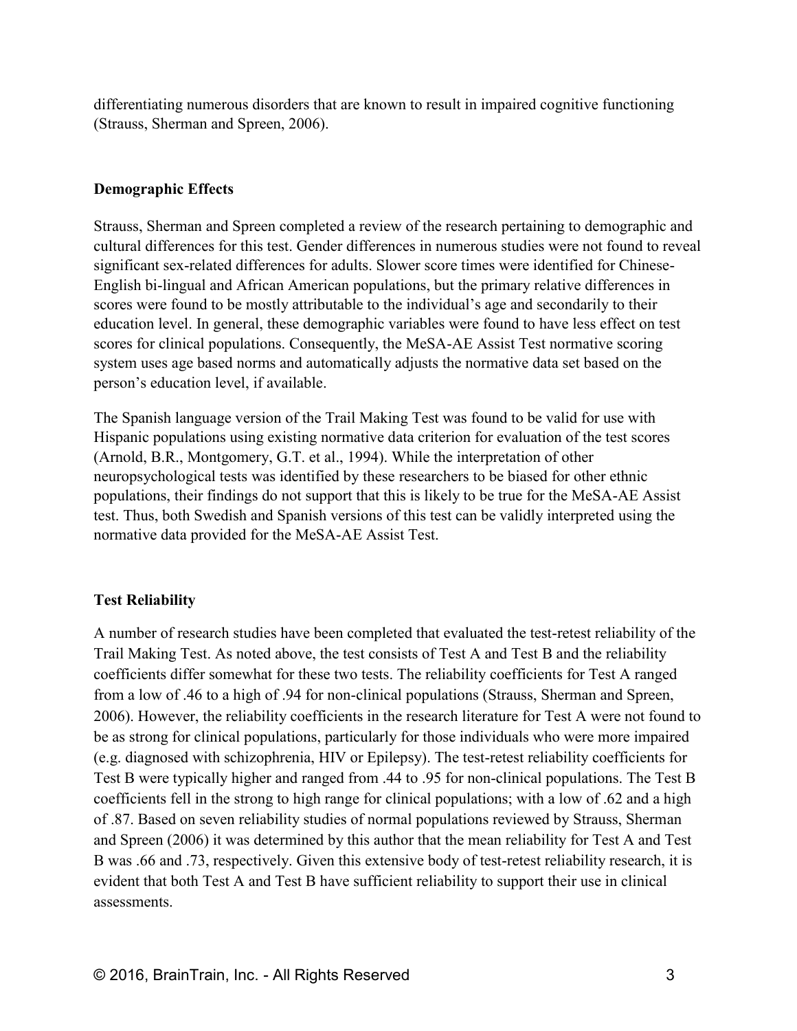differentiating numerous disorders that are known to result in impaired cognitive functioning (Strauss, Sherman and Spreen, 2006).

### Demographic Effects

Strauss, Sherman and Spreen completed a review of the research pertaining to demographic and cultural differences for this test. Gender differences in numerous studies were not found to reveal significant sex-related differences for adults. Slower score times were identified for Chinese-English bi-lingual and African American populations, but the primary relative differences in scores were found to be mostly attributable to the individual's age and secondarily to their education level. In general, these demographic variables were found to have less effect on test scores for clinical populations. Consequently, the MeSA-AE Assist Test normative scoring system uses age based norms and automatically adjusts the normative data set based on the person's education level, if available.

The Spanish language version of the Trail Making Test was found to be valid for use with Hispanic populations using existing normative data criterion for evaluation of the test scores (Arnold, B.R., Montgomery, G.T. et al., 1994). While the interpretation of other neuropsychological tests was identified by these researchers to be biased for other ethnic populations, their findings do not support that this is likely to be true for the MeSA-AE Assist test. Thus, both Swedish and Spanish versions of this test can be validly interpreted using the normative data provided for the MeSA-AE Assist Test.

### Test Reliability

A number of research studies have been completed that evaluated the test-retest reliability of the Trail Making Test. As noted above, the test consists of Test A and Test B and the reliability coefficients differ somewhat for these two tests. The reliability coefficients for Test A ranged from a low of .46 to a high of .94 for non-clinical populations (Strauss, Sherman and Spreen, 2006). However, the reliability coefficients in the research literature for Test A were not found to be as strong for clinical populations, particularly for those individuals who were more impaired (e.g. diagnosed with schizophrenia, HIV or Epilepsy). The test-retest reliability coefficients for Test B were typically higher and ranged from .44 to .95 for non-clinical populations. The Test B coefficients fell in the strong to high range for clinical populations; with a low of .62 and a high of .87. Based on seven reliability studies of normal populations reviewed by Strauss, Sherman and Spreen (2006) it was determined by this author that the mean reliability for Test A and Test B was .66 and .73, respectively. Given this extensive body of test-retest reliability research, it is evident that both Test A and Test B have sufficient reliability to support their use in clinical assessments.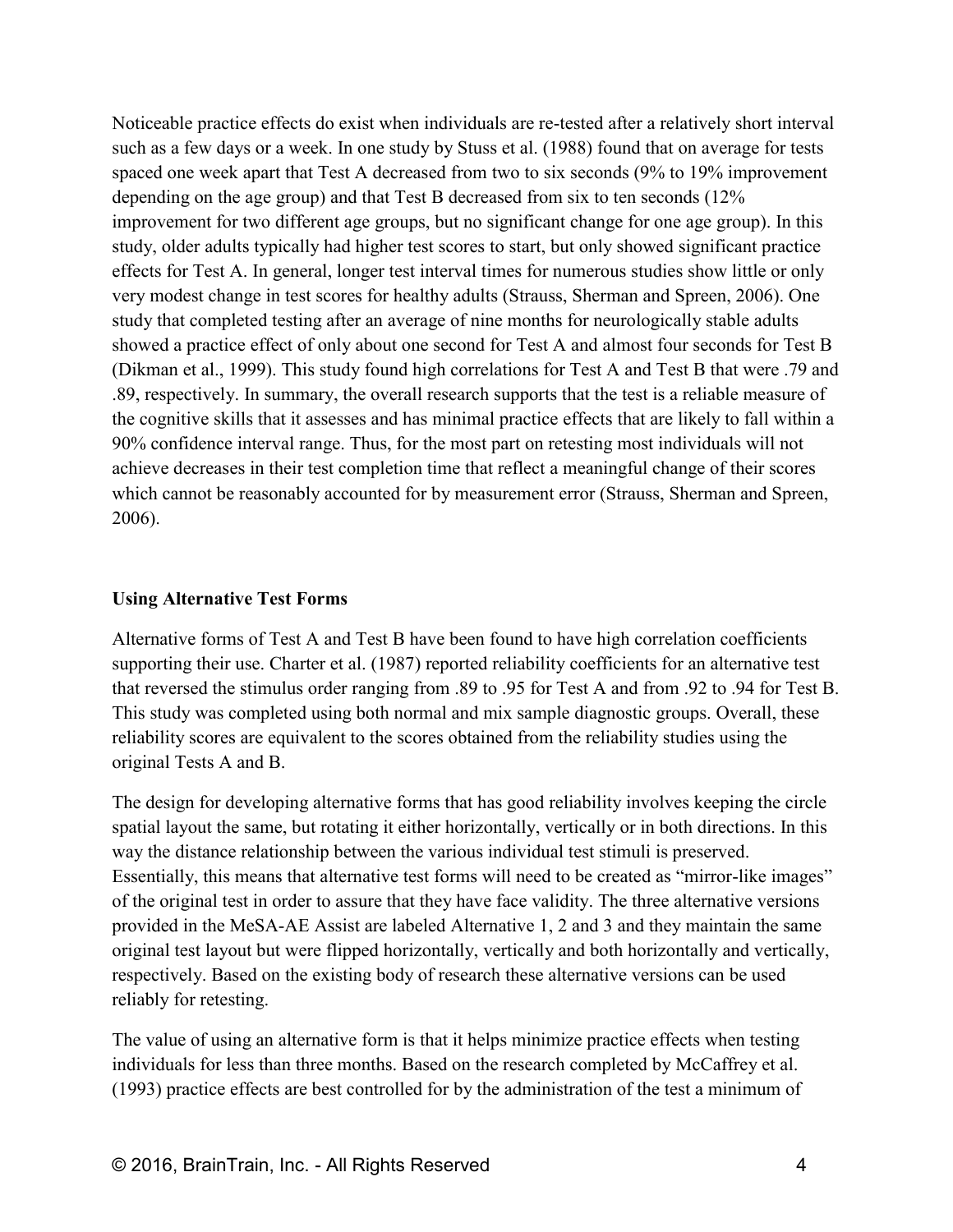Noticeable practice effects do exist when individuals are re-tested after a relatively short interval such as a few days or a week. In one study by Stuss et al. (1988) found that on average for tests spaced one week apart that Test A decreased from two to six seconds (9% to 19% improvement depending on the age group) and that Test B decreased from six to ten seconds (12% improvement for two different age groups, but no significant change for one age group). In this study, older adults typically had higher test scores to start, but only showed significant practice effects for Test A. In general, longer test interval times for numerous studies show little or only very modest change in test scores for healthy adults (Strauss, Sherman and Spreen, 2006). One study that completed testing after an average of nine months for neurologically stable adults showed a practice effect of only about one second for Test A and almost four seconds for Test B (Dikman et al., 1999). This study found high correlations for Test A and Test B that were .79 and .89, respectively. In summary, the overall research supports that the test is a reliable measure of the cognitive skills that it assesses and has minimal practice effects that are likely to fall within a 90% confidence interval range. Thus, for the most part on retesting most individuals will not achieve decreases in their test completion time that reflect a meaningful change of their scores which cannot be reasonably accounted for by measurement error (Strauss, Sherman and Spreen, 2006).

**Using Alternative Test Forms**

Alternative forms of Test A and Test B have been found to have high correlation coefficients supporting their use. Charter et al. (1987) reported reliability coefficients for an alternative test that reversed the stimulus order ranging from .89 to .95 for Test A and from .92 to .94 for Test B. This study was completed using both normal and mix sample diagnostic groups. Overall, these reliability scores are equivalent to the scores obtained from the reliability studies using the original Tests A and B.

The design for developing alternative forms that has good reliability involves keeping the circle spatial layout the same, but rotating it either horizontally, vertically or in both directions. In this way the distance relationship between the various individual test stimuli is preserved. Essentially, this means that alternative test forms will need to be created as "mirror-like images" of the original test in order to assure that they have face validity. The three alternative versions provided in the MeSA-AE Assist are labeled Alternative 1, 2 and 3 and they maintain the same original test layout but were flipped horizontally, vertically and both horizontally and vertically, respectively. Based on the existing body of research these alternative versions can be used reliably for retesting.

The value of using an alternative form is that it helps minimize practice effects when testing individuals for less than three months. Based on the research completed by McCaffrey et al. (1993) practice effects are best controlled for by the administration of the test a minimum of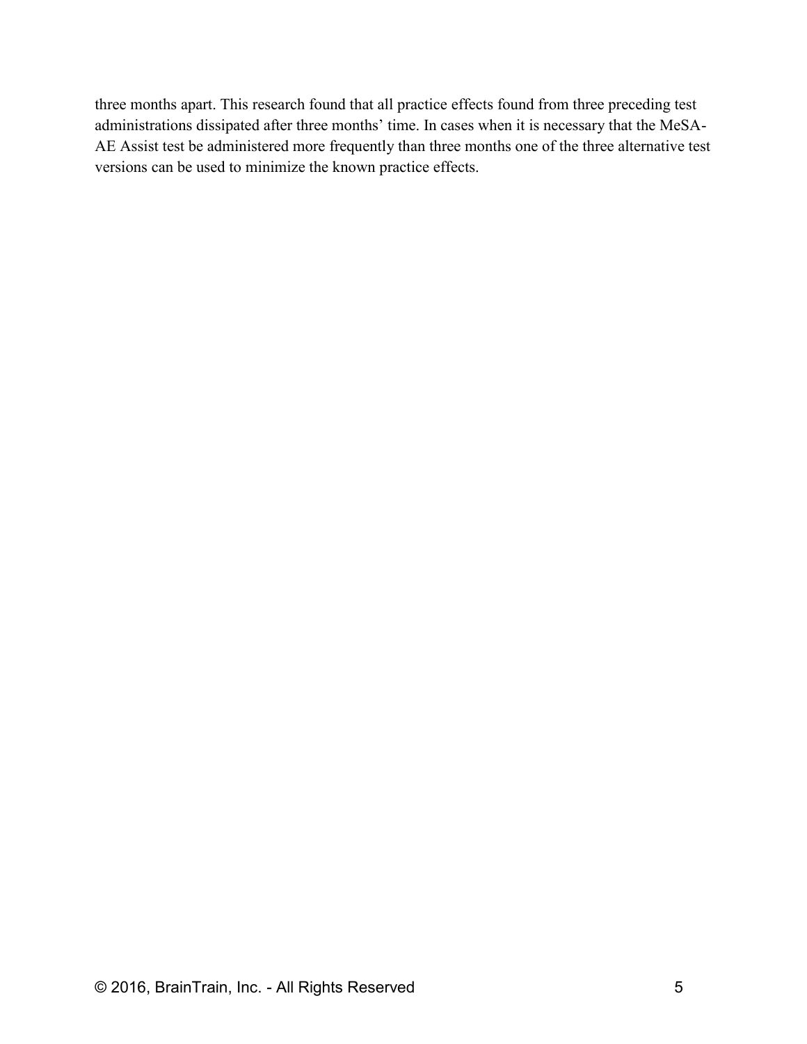three months apart. This research found that all practice effects found from three preceding test administrations dissipated after three months' time. In cases when it is necessary that the MeSA-AE Assist test be administered more frequently than three months one of the three alternative test versions can be used to minimize the known practice effects.